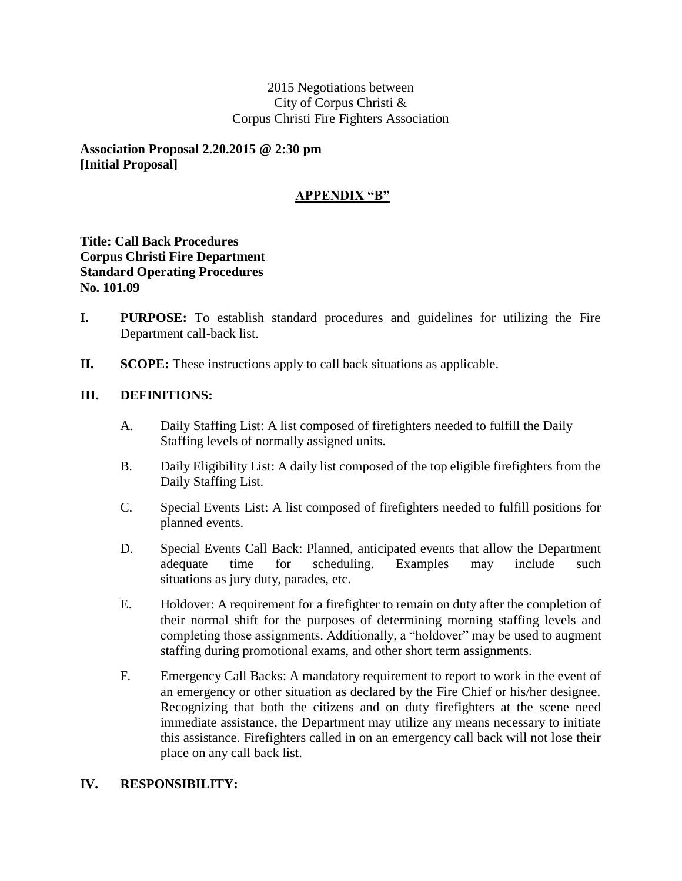2015 Negotiations between
City of Corpus Christi &
Corpus Christi Fire Fighters Association

**Association Proposal 2.20.2015 @ 2:30 pm**
**[Initial Proposal]**

## APPENDIX "B"

**Title: Call Back Procedures**
**Corpus Christi Fire Department**
**Standard Operating Procedures**
**No. 101.09**

**I. PURPOSE:** To establish standard procedures and guidelines for utilizing the Fire Department call-back list.

**II. SCOPE:** These instructions apply to call back situations as applicable.

**III. DEFINITIONS:**

A. Daily Staffing List: A list composed of firefighters needed to fulfill the Daily Staffing levels of normally assigned units.

B. Daily Eligibility List: A daily list composed of the top eligible firefighters from the Daily Staffing List.

C. Special Events List: A list composed of firefighters needed to fulfill positions for planned events.

D. Special Events Call Back: Planned, anticipated events that allow the Department adequate time for scheduling. Examples may include such situations as jury duty, parades, etc.

E. Holdover: A requirement for a firefighter to remain on duty after the completion of their normal shift for the purposes of determining morning staffing levels and completing those assignments. Additionally, a "holdover" may be used to augment staffing during promotional exams, and other short term assignments.

F. Emergency Call Backs: A mandatory requirement to report to work in the event of an emergency or other situation as declared by the Fire Chief or his/her designee. Recognizing that both the citizens and on duty firefighters at the scene need immediate assistance, the Department may utilize any means necessary to initiate this assistance. Firefighters called in on an emergency call back will not lose their place on any call back list.

**IV. RESPONSIBILITY:**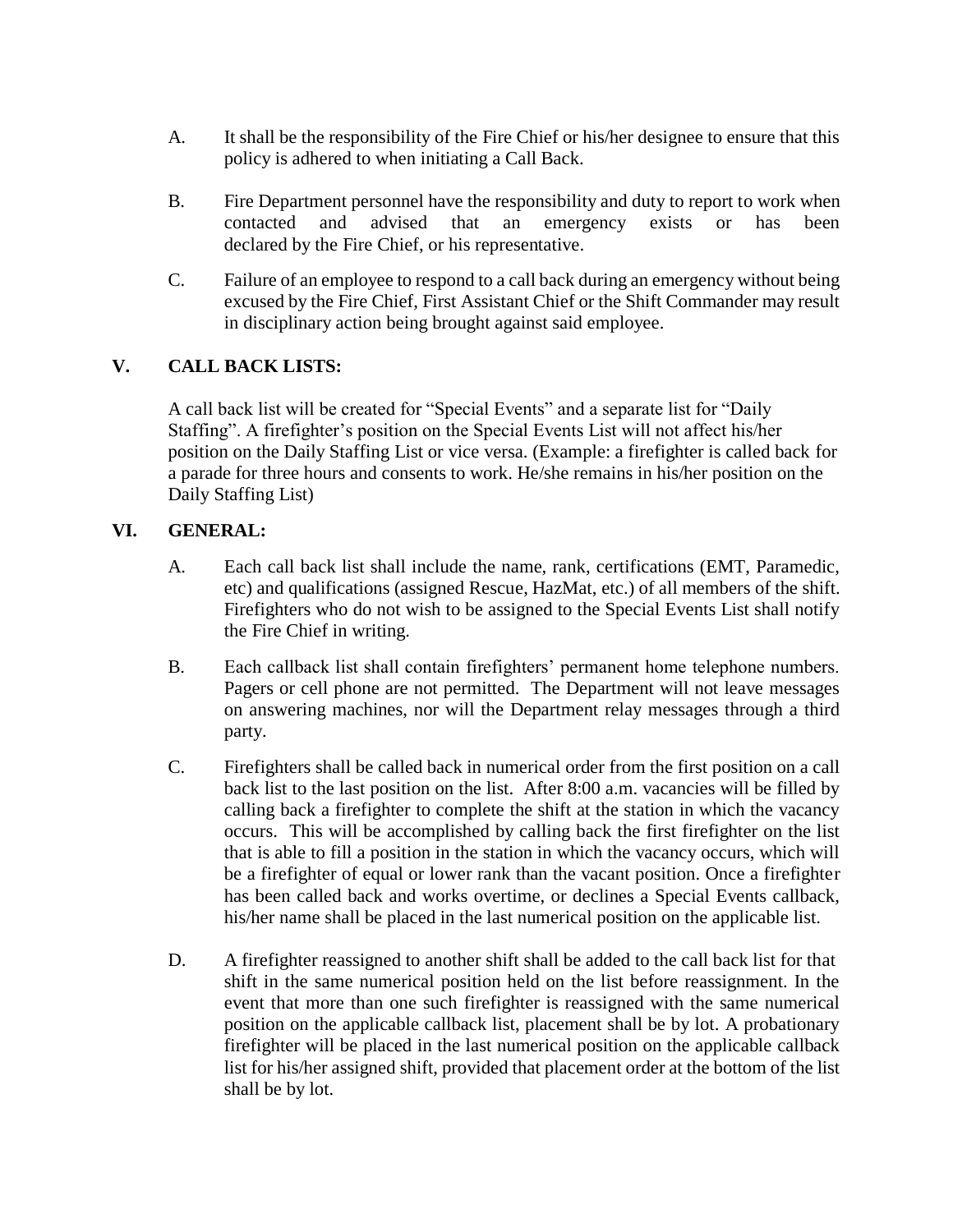A. It shall be the responsibility of the Fire Chief or his/her designee to ensure that this policy is adhered to when initiating a Call Back.

B. Fire Department personnel have the responsibility and duty to report to work when contacted and advised that an emergency exists or has been declared by the Fire Chief, or his representative.

C. Failure of an employee to respond to a call back during an emergency without being excused by the Fire Chief, First Assistant Chief or the Shift Commander may result in disciplinary action being brought against said employee.

## V. CALL BACK LISTS:

A call back list will be created for "Special Events" and a separate list for "Daily Staffing". A firefighter's position on the Special Events List will not affect his/her position on the Daily Staffing List or vice versa. (Example: a firefighter is called back for a parade for three hours and consents to work. He/she remains in his/her position on the Daily Staffing List)

## VI. GENERAL:

A. Each call back list shall include the name, rank, certifications (EMT, Paramedic, etc) and qualifications (assigned Rescue, HazMat, etc.) of all members of the shift. Firefighters who do not wish to be assigned to the Special Events List shall notify the Fire Chief in writing.

B. Each callback list shall contain firefighters' permanent home telephone numbers. Pagers or cell phone are not permitted. The Department will not leave messages on answering machines, nor will the Department relay messages through a third party.

C. Firefighters shall be called back in numerical order from the first position on a call back list to the last position on the list. After 8:00 a.m. vacancies will be filled by calling back a firefighter to complete the shift at the station in which the vacancy occurs. This will be accomplished by calling back the first firefighter on the list that is able to fill a position in the station in which the vacancy occurs, which will be a firefighter of equal or lower rank than the vacant position. Once a firefighter has been called back and works overtime, or declines a Special Events callback, his/her name shall be placed in the last numerical position on the applicable list.

D. A firefighter reassigned to another shift shall be added to the call back list for that shift in the same numerical position held on the list before reassignment. In the event that more than one such firefighter is reassigned with the same numerical position on the applicable callback list, placement shall be by lot. A probationary firefighter will be placed in the last numerical position on the applicable callback list for his/her assigned shift, provided that placement order at the bottom of the list shall be by lot.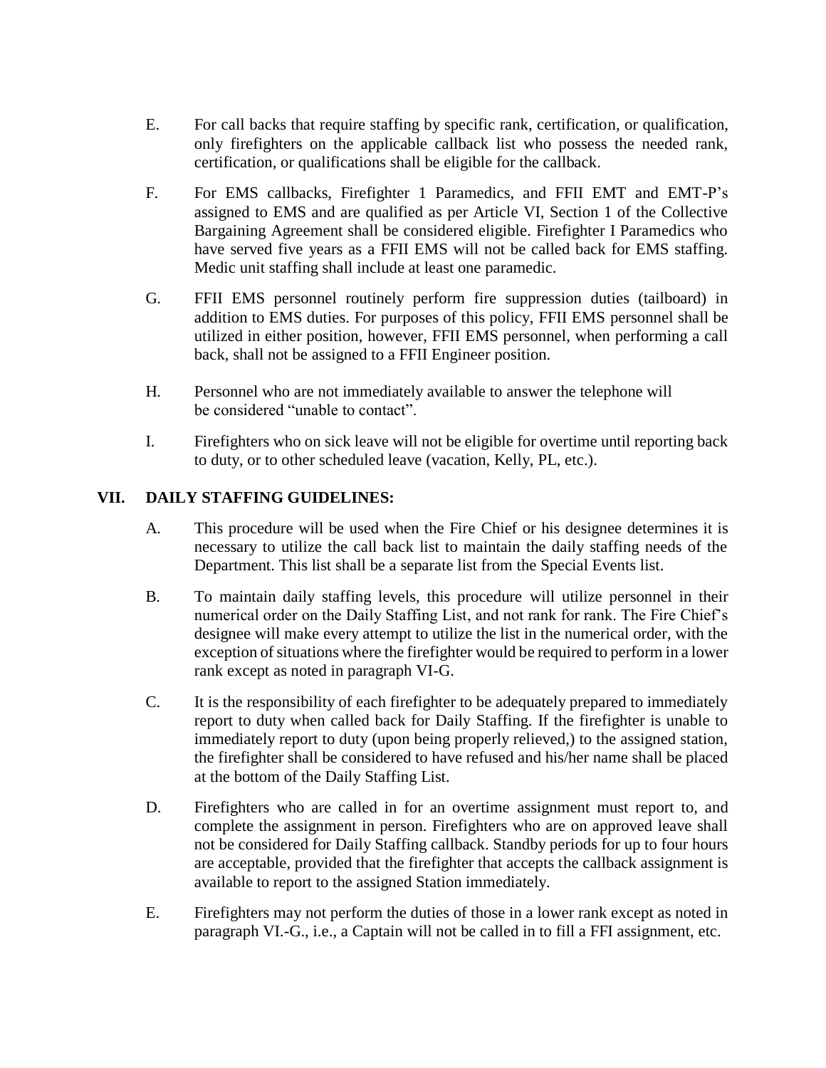E. For call backs that require staffing by specific rank, certification, or qualification, only firefighters on the applicable callback list who possess the needed rank, certification, or qualifications shall be eligible for the callback.

F. For EMS callbacks, Firefighter 1 Paramedics, and FFII EMT and EMT-P's assigned to EMS and are qualified as per Article VI, Section 1 of the Collective Bargaining Agreement shall be considered eligible. Firefighter I Paramedics who have served five years as a FFII EMS will not be called back for EMS staffing. Medic unit staffing shall include at least one paramedic.

G. FFII EMS personnel routinely perform fire suppression duties (tailboard) in addition to EMS duties. For purposes of this policy, FFII EMS personnel shall be utilized in either position, however, FFII EMS personnel, when performing a call back, shall not be assigned to a FFII Engineer position.

H. Personnel who are not immediately available to answer the telephone will be considered "unable to contact".

I. Firefighters who on sick leave will not be eligible for overtime until reporting back to duty, or to other scheduled leave (vacation, Kelly, PL, etc.).

## VII. DAILY STAFFING GUIDELINES:

A. This procedure will be used when the Fire Chief or his designee determines it is necessary to utilize the call back list to maintain the daily staffing needs of the Department. This list shall be a separate list from the Special Events list.

B. To maintain daily staffing levels, this procedure will utilize personnel in their numerical order on the Daily Staffing List, and not rank for rank. The Fire Chief's designee will make every attempt to utilize the list in the numerical order, with the exception of situations where the firefighter would be required to perform in a lower rank except as noted in paragraph VI-G.

C. It is the responsibility of each firefighter to be adequately prepared to immediately report to duty when called back for Daily Staffing. If the firefighter is unable to immediately report to duty (upon being properly relieved,) to the assigned station, the firefighter shall be considered to have refused and his/her name shall be placed at the bottom of the Daily Staffing List.

D. Firefighters who are called in for an overtime assignment must report to, and complete the assignment in person. Firefighters who are on approved leave shall not be considered for Daily Staffing callback. Standby periods for up to four hours are acceptable, provided that the firefighter that accepts the callback assignment is available to report to the assigned Station immediately.

E. Firefighters may not perform the duties of those in a lower rank except as noted in paragraph VI.-G., i.e., a Captain will not be called in to fill a FFI assignment, etc.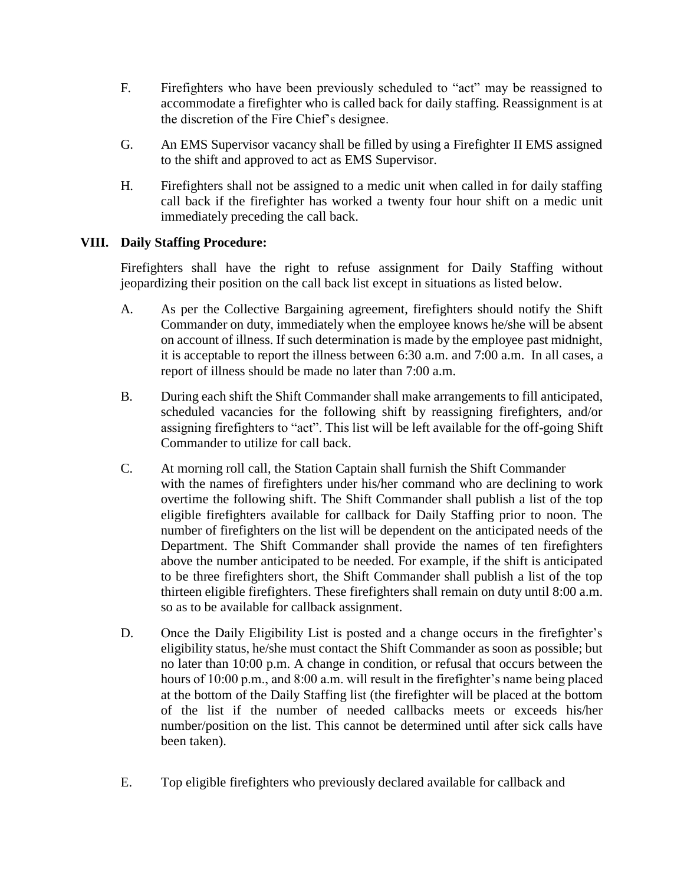F. Firefighters who have been previously scheduled to "act" may be reassigned to accommodate a firefighter who is called back for daily staffing. Reassignment is at the discretion of the Fire Chief's designee.

G. An EMS Supervisor vacancy shall be filled by using a Firefighter II EMS assigned to the shift and approved to act as EMS Supervisor.

H. Firefighters shall not be assigned to a medic unit when called in for daily staffing call back if the firefighter has worked a twenty four hour shift on a medic unit immediately preceding the call back.

## VIII. Daily Staffing Procedure:

Firefighters shall have the right to refuse assignment for Daily Staffing without jeopardizing their position on the call back list except in situations as listed below.

A. As per the Collective Bargaining agreement, firefighters should notify the Shift Commander on duty, immediately when the employee knows he/she will be absent on account of illness. If such determination is made by the employee past midnight, it is acceptable to report the illness between 6:30 a.m. and 7:00 a.m. In all cases, a report of illness should be made no later than 7:00 a.m.

B. During each shift the Shift Commander shall make arrangements to fill anticipated, scheduled vacancies for the following shift by reassigning firefighters, and/or assigning firefighters to "act". This list will be left available for the off-going Shift Commander to utilize for call back.

C. At morning roll call, the Station Captain shall furnish the Shift Commander with the names of firefighters under his/her command who are declining to work overtime the following shift. The Shift Commander shall publish a list of the top eligible firefighters available for callback for Daily Staffing prior to noon. The number of firefighters on the list will be dependent on the anticipated needs of the Department. The Shift Commander shall provide the names of ten firefighters above the number anticipated to be needed. For example, if the shift is anticipated to be three firefighters short, the Shift Commander shall publish a list of the top thirteen eligible firefighters. These firefighters shall remain on duty until 8:00 a.m. so as to be available for callback assignment.

D. Once the Daily Eligibility List is posted and a change occurs in the firefighter's eligibility status, he/she must contact the Shift Commander as soon as possible; but no later than 10:00 p.m. A change in condition, or refusal that occurs between the hours of 10:00 p.m., and 8:00 a.m. will result in the firefighter's name being placed at the bottom of the Daily Staffing list (the firefighter will be placed at the bottom of the list if the number of needed callbacks meets or exceeds his/her number/position on the list. This cannot be determined until after sick calls have been taken).

E. Top eligible firefighters who previously declared available for callback and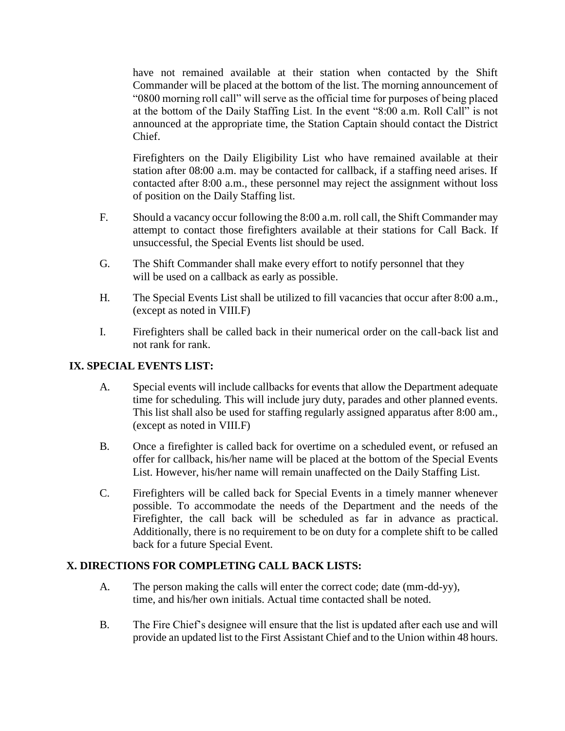have not remained available at their station when contacted by the Shift Commander will be placed at the bottom of the list. The morning announcement of "0800 morning roll call" will serve as the official time for purposes of being placed at the bottom of the Daily Staffing List. In the event "8:00 a.m. Roll Call" is not announced at the appropriate time, the Station Captain should contact the District Chief.

Firefighters on the Daily Eligibility List who have remained available at their station after 08:00 a.m. may be contacted for callback, if a staffing need arises. If contacted after 8:00 a.m., these personnel may reject the assignment without loss of position on the Daily Staffing list.

F. Should a vacancy occur following the 8:00 a.m. roll call, the Shift Commander may attempt to contact those firefighters available at their stations for Call Back. If unsuccessful, the Special Events list should be used.

G. The Shift Commander shall make every effort to notify personnel that they will be used on a callback as early as possible.

H. The Special Events List shall be utilized to fill vacancies that occur after 8:00 a.m., (except as noted in VIII.F)

I. Firefighters shall be called back in their numerical order on the call-back list and not rank for rank.

## IX. SPECIAL EVENTS LIST:

A. Special events will include callbacks for events that allow the Department adequate time for scheduling. This will include jury duty, parades and other planned events. This list shall also be used for staffing regularly assigned apparatus after 8:00 am., (except as noted in VIII.F)

B. Once a firefighter is called back for overtime on a scheduled event, or refused an offer for callback, his/her name will be placed at the bottom of the Special Events List. However, his/her name will remain unaffected on the Daily Staffing List.

C. Firefighters will be called back for Special Events in a timely manner whenever possible. To accommodate the needs of the Department and the needs of the Firefighter, the call back will be scheduled as far in advance as practical. Additionally, there is no requirement to be on duty for a complete shift to be called back for a future Special Event.

## X. DIRECTIONS FOR COMPLETING CALL BACK LISTS:

A. The person making the calls will enter the correct code; date (mm-dd-yy), time, and his/her own initials. Actual time contacted shall be noted.

B. The Fire Chief's designee will ensure that the list is updated after each use and will provide an updated list to the First Assistant Chief and to the Union within 48 hours.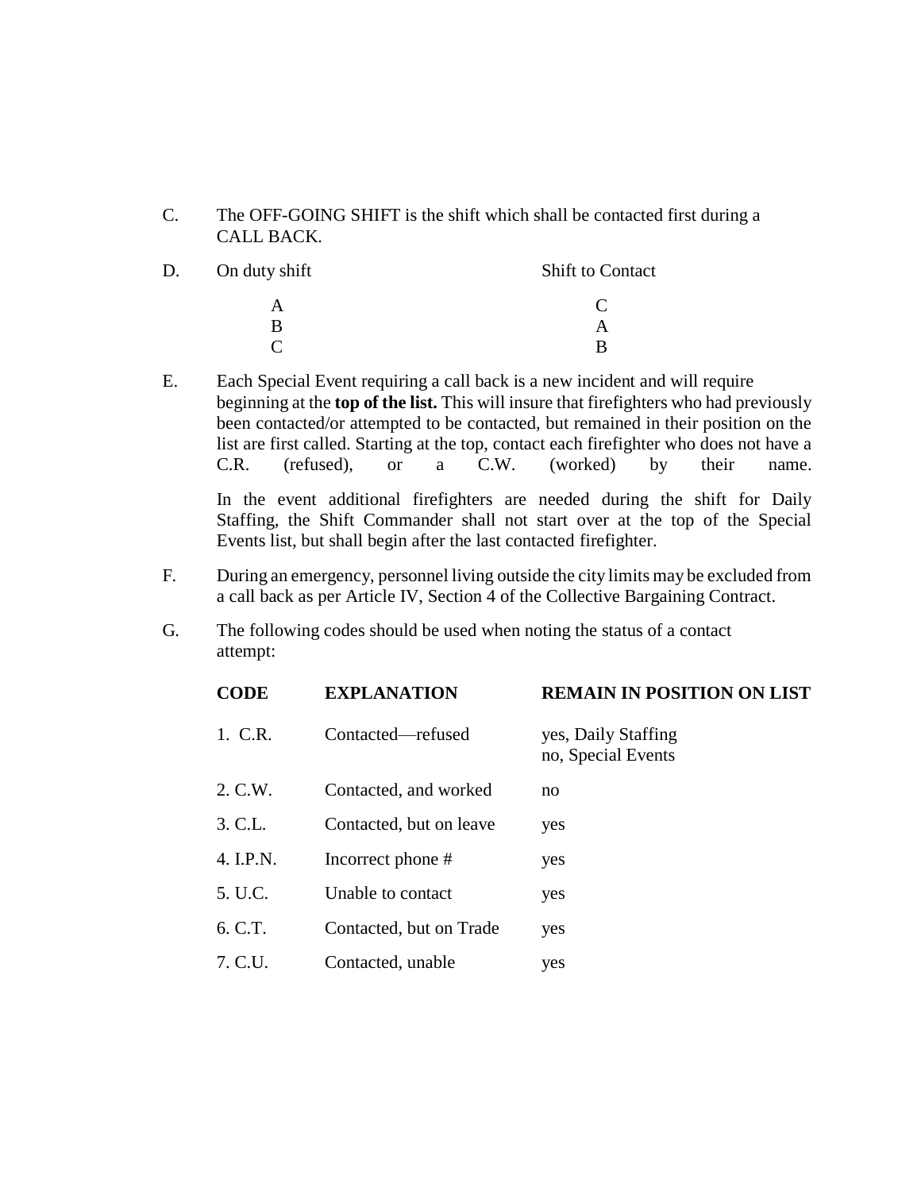C. The OFF-GOING SHIFT is the shift which shall be contacted first during a CALL BACK.

D.

| On duty shift | Shift to Contact |
|---|---|
| A | C |
| B | A |
| C | B |

E. Each Special Event requiring a call back is a new incident and will require beginning at the **top of the list.** This will insure that firefighters who had previously been contacted/or attempted to be contacted, but remained in their position on the list are first called. Starting at the top, contact each firefighter who does not have a C.R. (refused), or a C.W. (worked) by their name.

In the event additional firefighters are needed during the shift for Daily Staffing, the Shift Commander shall not start over at the top of the Special Events list, but shall begin after the last contacted firefighter.

F. During an emergency, personnel living outside the city limits may be excluded from a call back as per Article IV, Section 4 of the Collective Bargaining Contract.

G. The following codes should be used when noting the status of a contact attempt:

| **CODE** | **EXPLANATION** | **REMAIN IN POSITION ON LIST** |
|---|---|---|
| 1. C.R. | Contacted—refused | yes, Daily Staffing<br>no, Special Events |
| 2. C.W. | Contacted, and worked | no |
| 3. C.L. | Contacted, but on leave | yes |
| 4. I.P.N. | Incorrect phone # | yes |
| 5. U.C. | Unable to contact | yes |
| 6. C.T. | Contacted, but on Trade | yes |
| 7. C.U. | Contacted, unable | yes |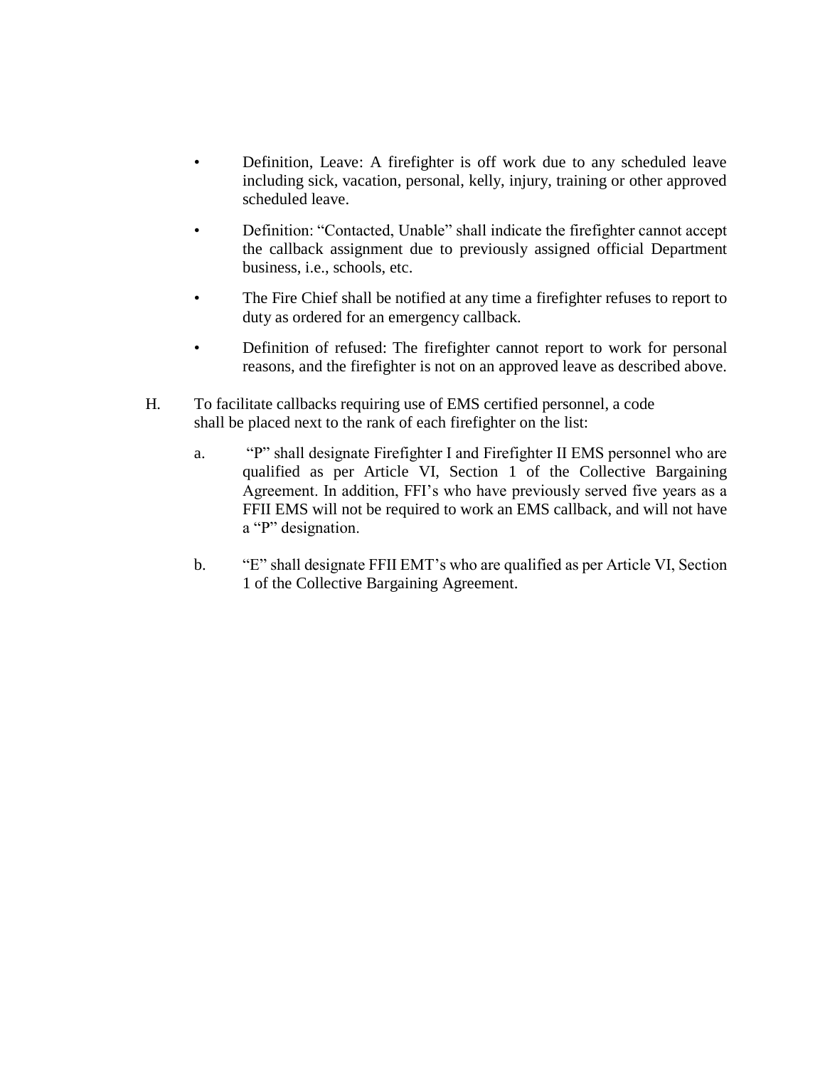- Definition, Leave: A firefighter is off work due to any scheduled leave including sick, vacation, personal, kelly, injury, training or other approved scheduled leave.
- Definition: "Contacted, Unable" shall indicate the firefighter cannot accept the callback assignment due to previously assigned official Department business, i.e., schools, etc.
- The Fire Chief shall be notified at any time a firefighter refuses to report to duty as ordered for an emergency callback.
- Definition of refused: The firefighter cannot report to work for personal reasons, and the firefighter is not on an approved leave as described above.

H. To facilitate callbacks requiring use of EMS certified personnel, a code shall be placed next to the rank of each firefighter on the list:

   a. "P" shall designate Firefighter I and Firefighter II EMS personnel who are qualified as per Article VI, Section 1 of the Collective Bargaining Agreement. In addition, FFI's who have previously served five years as a FFII EMS will not be required to work an EMS callback, and will not have a "P" designation.

   b. "E" shall designate FFII EMT's who are qualified as per Article VI, Section 1 of the Collective Bargaining Agreement.